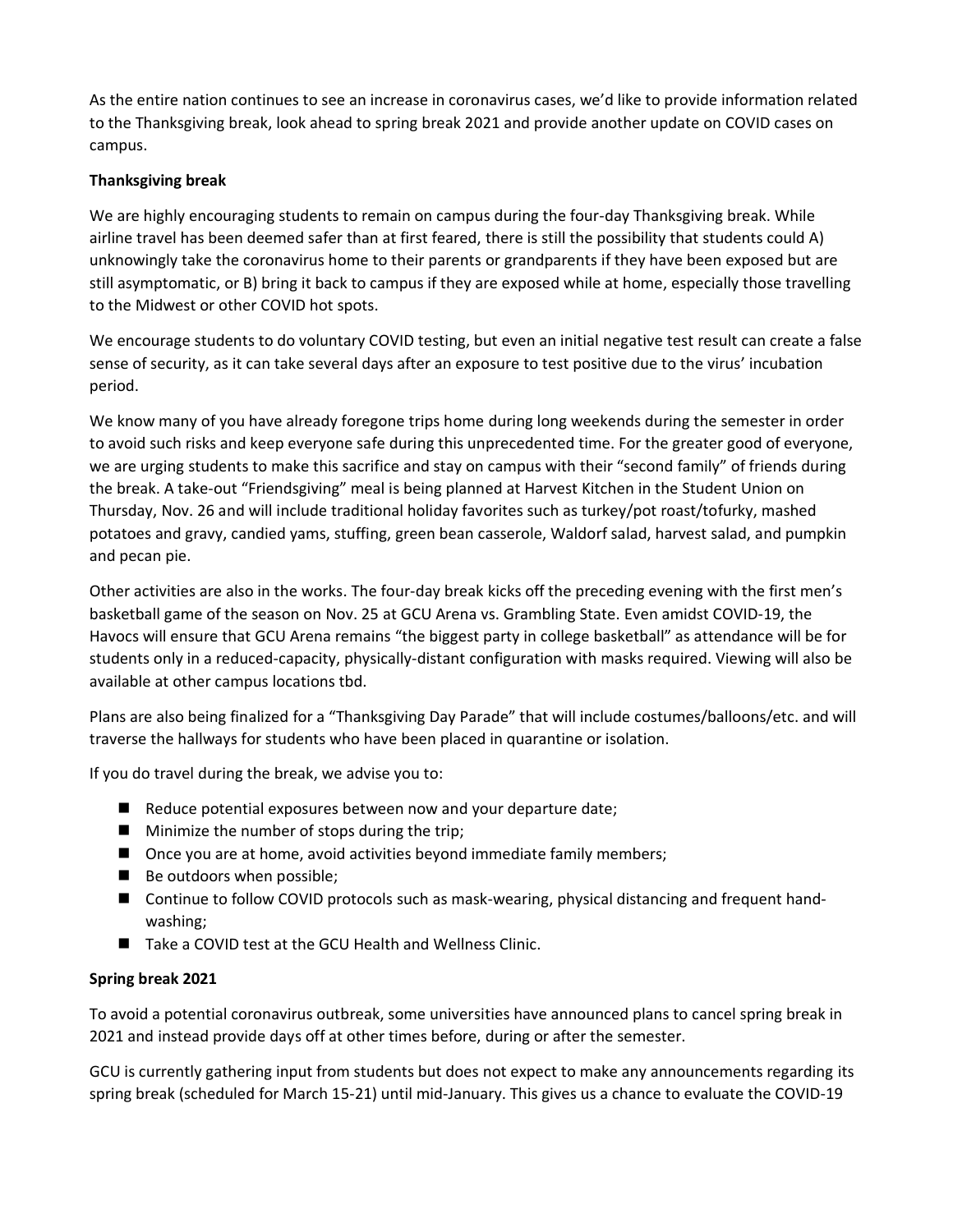As the entire nation continues to see an increase in coronavirus cases, we'd like to provide information related to the Thanksgiving break, look ahead to spring break 2021 and provide another update on COVID cases on campus.

**Thanksgiving break**

We are highly encouraging students to remain on campus during the four-day Thanksgiving break. While airline travel has been deemed safer than at first feared, there is still the possibility that students could A) unknowingly take the coronavirus home to their parents or grandparents if they have been exposed but are still asymptomatic, or B) bring it back to campus if they are exposed while at home, especially those travelling to the Midwest or other COVID hot spots.

We encourage students to do voluntary COVID testing, but even an initial negative test result can create a false sense of security, as it can take several days after an exposure to test positive due to the virus' incubation period.

We know many of you have already foregone trips home during long weekends during the semester in order to avoid such risks and keep everyone safe during this unprecedented time. For the greater good of everyone, we are urging students to make this sacrifice and stay on campus with their "second family" of friends during the break. A take-out "Friendsgiving" meal is being planned at Harvest Kitchen in the Student Union on Thursday, Nov. 26 and will include traditional holiday favorites such as turkey/pot roast/tofurky, mashed potatoes and gravy, candied yams, stuffing, green bean casserole, Waldorf salad, harvest salad, and pumpkin and pecan pie.

Other activities are also in the works. The four-day break kicks off the preceding evening with the first men's basketball game of the season on Nov. 25 at GCU Arena vs. Grambling State. Even amidst COVID-19, the Havocs will ensure that GCU Arena remains "the biggest party in college basketball" as attendance will be for students only in a reduced-capacity, physically-distant configuration with masks required. Viewing will also be available at other campus locations tbd.

Plans are also being finalized for a "Thanksgiving Day Parade" that will include costumes/balloons/etc. and will traverse the hallways for students who have been placed in quarantine or isolation.

If you do travel during the break, we advise you to:

- Reduce potential exposures between now and your departure date;
- Minimize the number of stops during the trip;
- Once you are at home, avoid activities beyond immediate family members;
- Be outdoors when possible;
- Continue to follow COVID protocols such as mask-wearing, physical distancing and frequent hand-washing;
- Take a COVID test at the GCU Health and Wellness Clinic.

**Spring break 2021**

To avoid a potential coronavirus outbreak, some universities have announced plans to cancel spring break in 2021 and instead provide days off at other times before, during or after the semester.

GCU is currently gathering input from students but does not expect to make any announcements regarding its spring break (scheduled for March 15-21) until mid-January. This gives us a chance to evaluate the COVID-19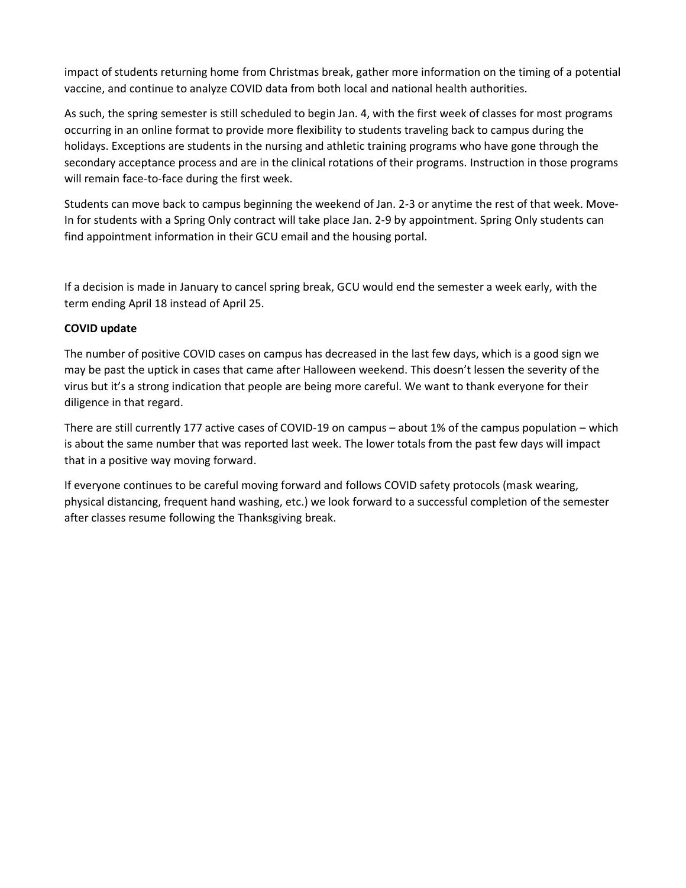impact of students returning home from Christmas break, gather more information on the timing of a potential vaccine, and continue to analyze COVID data from both local and national health authorities.

As such, the spring semester is still scheduled to begin Jan. 4, with the first week of classes for most programs occurring in an online format to provide more flexibility to students traveling back to campus during the holidays. Exceptions are students in the nursing and athletic training programs who have gone through the secondary acceptance process and are in the clinical rotations of their programs. Instruction in those programs will remain face-to-face during the first week.

Students can move back to campus beginning the weekend of Jan. 2-3 or anytime the rest of that week. Move-In for students with a Spring Only contract will take place Jan. 2-9 by appointment. Spring Only students can find appointment information in their GCU email and the housing portal.

If a decision is made in January to cancel spring break, GCU would end the semester a week early, with the term ending April 18 instead of April 25.

**COVID update**

The number of positive COVID cases on campus has decreased in the last few days, which is a good sign we may be past the uptick in cases that came after Halloween weekend. This doesn't lessen the severity of the virus but it's a strong indication that people are being more careful. We want to thank everyone for their diligence in that regard.

There are still currently 177 active cases of COVID-19 on campus – about 1% of the campus population – which is about the same number that was reported last week. The lower totals from the past few days will impact that in a positive way moving forward.

If everyone continues to be careful moving forward and follows COVID safety protocols (mask wearing, physical distancing, frequent hand washing, etc.) we look forward to a successful completion of the semester after classes resume following the Thanksgiving break.